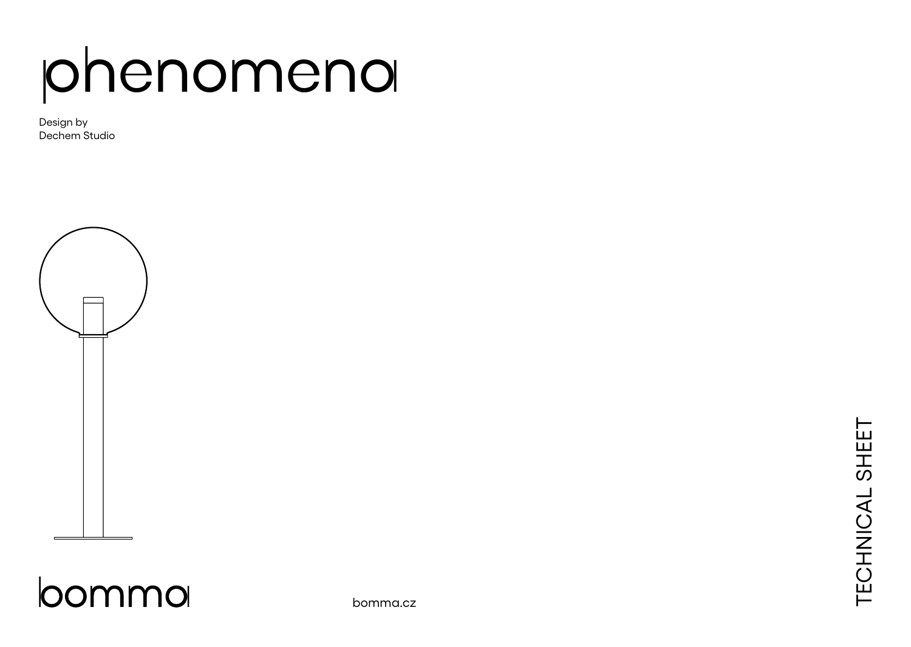# phenomena

Design by
Dechem Studio

bomma

bomma.cz

TECHNICAL SHEET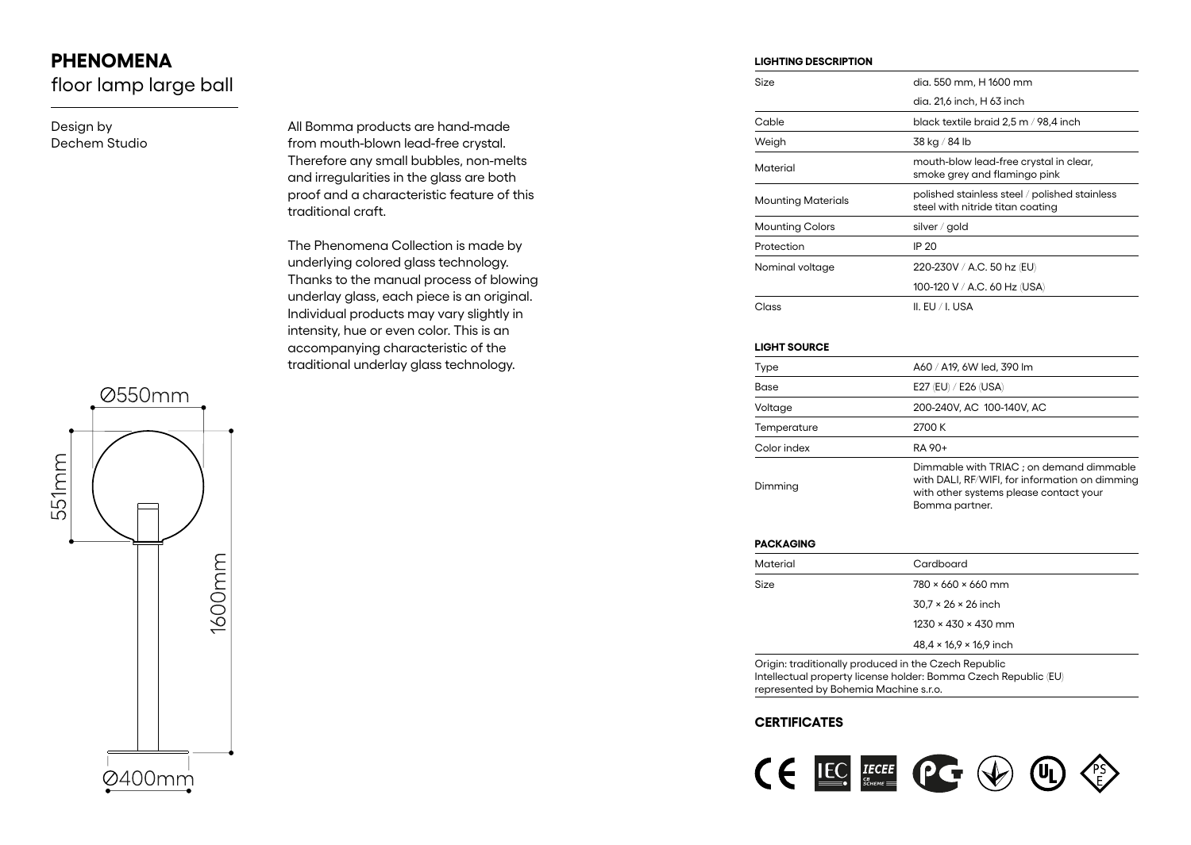# PHENOMENA

floor lamp large ball

Design by
Dechem Studio

All Bomma products are hand-made from mouth-blown lead-free crystal. Therefore any small bubbles, non-melts and irregularities in the glass are both proof and a characteristic feature of this traditional craft.

The Phenomena Collection is made by underlying colored glass technology. Thanks to the manual process of blowing underlay glass, each piece is an original. Individual products may vary slightly in intensity, hue or even color. This is an accompanying characteristic of the traditional underlay glass technology.

⌀550mm
551mm
1600mm
⌀400mm

**LIGHTING DESCRIPTION**

| | |
|---|---|
| Size | dia. 550 mm, H 1600 mm |
| | dia. 21,6 inch, H 63 inch |
| Cable | black textile braid 2,5 m / 98,4 inch |
| Weigh | 38 kg / 84 lb |
| Material | mouth-blow lead-free crystal in clear, smoke grey and flamingo pink |
| Mounting Materials | polished stainless steel / polished stainless steel with nitride titan coating |
| Mounting Colors | silver / gold |
| Protection | IP 20 |
| Nominal voltage | 220-230V / A.C. 50 hz (EU) |
| | 100-120 V / A.C. 60 Hz (USA) |
| Class | II. EU / I. USA |

**LIGHT SOURCE**

| | |
|---|---|
| Type | A60 / A19, 6W led, 390 lm |
| Base | E27 (EU) / E26 (USA) |
| Voltage | 200-240V, AC 100-140V, AC |
| Temperature | 2700 K |
| Color index | RA 90+ |
| Dimming | Dimmable with TRIAC ; on demand dimmable with DALI, RF/WIFI, for information on dimming with other systems please contact your Bomma partner. |

**PACKAGING**

| | |
|---|---|
| Material | Cardboard |
| Size | 780 × 660 × 660 mm |
| | 30,7 × 26 × 26 inch |
| | 1230 × 430 × 430 mm |
| | 48,4 × 16,9 × 16,9 inch |

Origin: traditionally produced in the Czech Republic
Intellectual property license holder: Bomma Czech Republic (EU)
represented by Bohemia Machine s.r.o.

**CERTIFICATES**